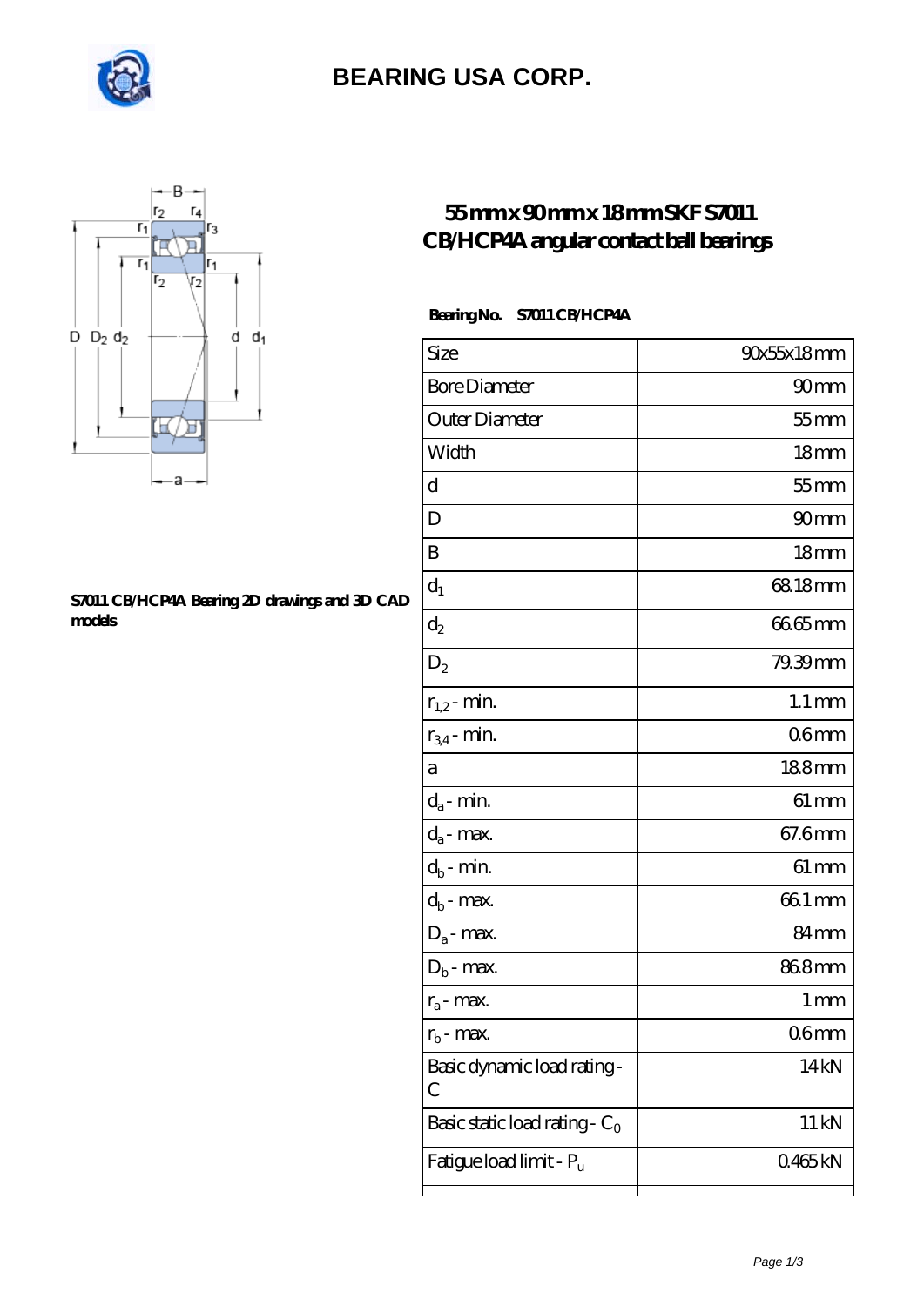# BEARING USA CORP.

## 55 mm x 90 mm x 18 mm SKF S7011 CB/HCP4A angular contact ball bearings

**Bearing No.** S7011 CB/HCP4A

**S7011 CB/HCP4A Bearing 2D drawings and 3D CAD models**

| Size | 90x55x18 mm |
|---|---|
| Bore Diameter | 90 mm |
| Outer Diameter | 55 mm |
| Width | 18 mm |
| d | 55 mm |
| D | 90 mm |
| B | 18 mm |
| $d_1$ | 68.18 mm |
| $d_2$ | 66.65 mm |
| $D_2$ | 79.39 mm |
| $r_{1,2}$ - min. | 1.1 mm |
| $r_{3,4}$ - min. | 0.6 mm |
| a | 18.8 mm |
| $d_a$ - min. | 61 mm |
| $d_a$ - max. | 67.6 mm |
| $d_b$ - min. | 61 mm |
| $d_b$ - max. | 66.1 mm |
| $D_a$ - max. | 84 mm |
| $D_b$ - max. | 86.8 mm |
| $r_a$ - max. | 1 mm |
| $r_b$ - max. | 0.6 mm |
| Basic dynamic load rating - C | 14 kN |
| Basic static load rating - $C_0$ | 11 kN |
| Fatigue load limit - $P_u$ | 0.465 kN |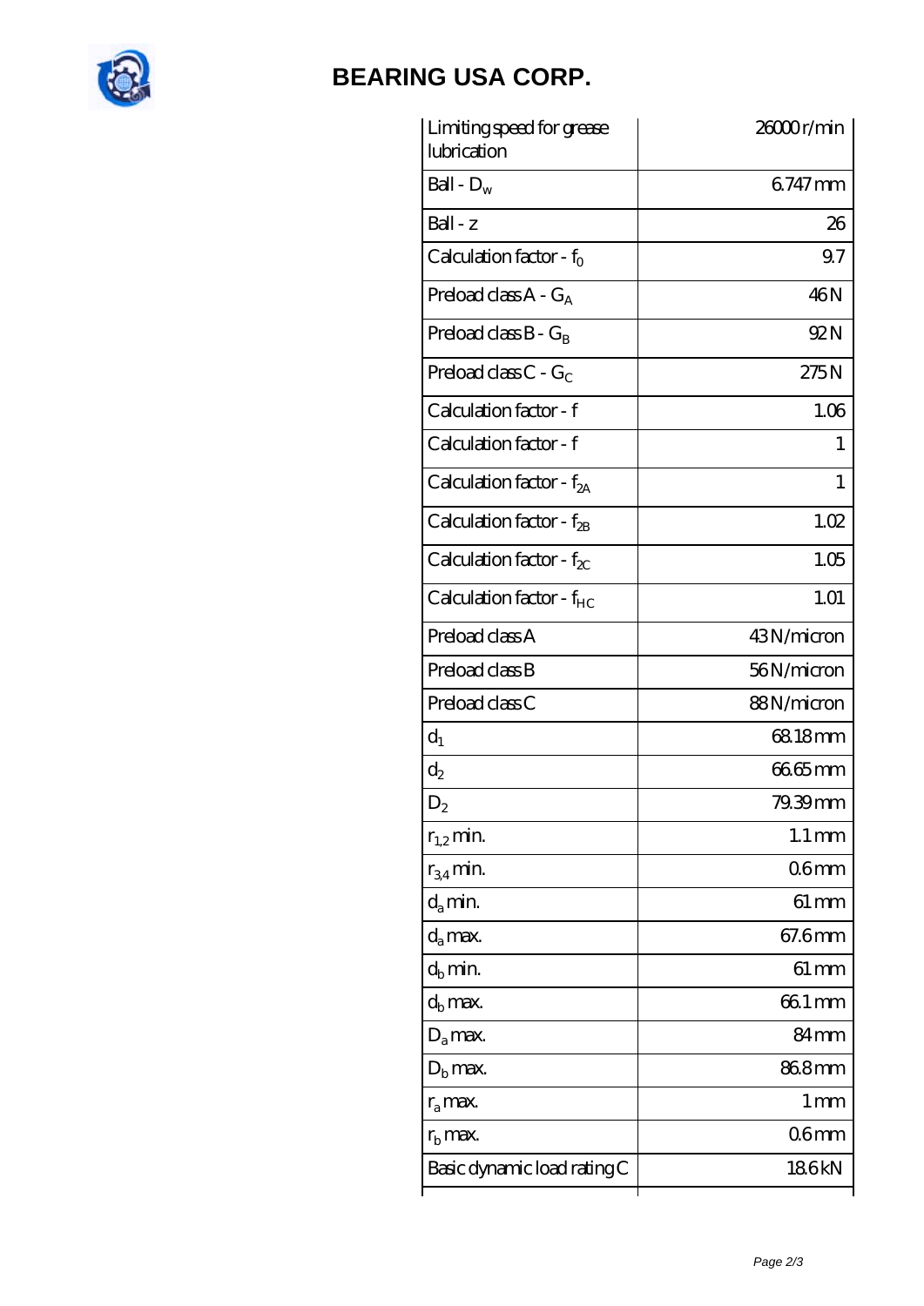| Limiting speed for grease lubrication | 26000 r/min |
|---|---|
| Ball - $D_w$ | 6.747 mm |
| Ball - z | 26 |
| Calculation factor - $f_0$ | 9.7 |
| Preload class A - $G_A$ | 46 N |
| Preload class B - $G_B$ | 92 N |
| Preload class C - $G_C$ | 275 N |
| Calculation factor - f | 1.06 |
| Calculation factor - f | 1 |
| Calculation factor - $f_{2A}$ | 1 |
| Calculation factor - $f_{2B}$ | 1.02 |
| Calculation factor - $f_{2C}$ | 1.05 |
| Calculation factor - $f_{HC}$ | 1.01 |
| Preload class A | 43 N/micron |
| Preload class B | 56 N/micron |
| Preload class C | 88 N/micron |
| $d_1$ | 68.18 mm |
| $d_2$ | 66.65 mm |
| $D_2$ | 79.39 mm |
| $r_{1,2}$ min. | 1.1 mm |
| $r_{3,4}$ min. | 0.6 mm |
| $d_a$ min. | 61 mm |
| $d_a$ max. | 67.6 mm |
| $d_b$ min. | 61 mm |
| $d_b$ max. | 66.1 mm |
| $D_a$ max. | 84 mm |
| $D_b$ max. | 86.8 mm |
| $r_a$ max. | 1 mm |
| $r_b$ max. | 0.6 mm |
| Basic dynamic load rating C | 18.6 kN |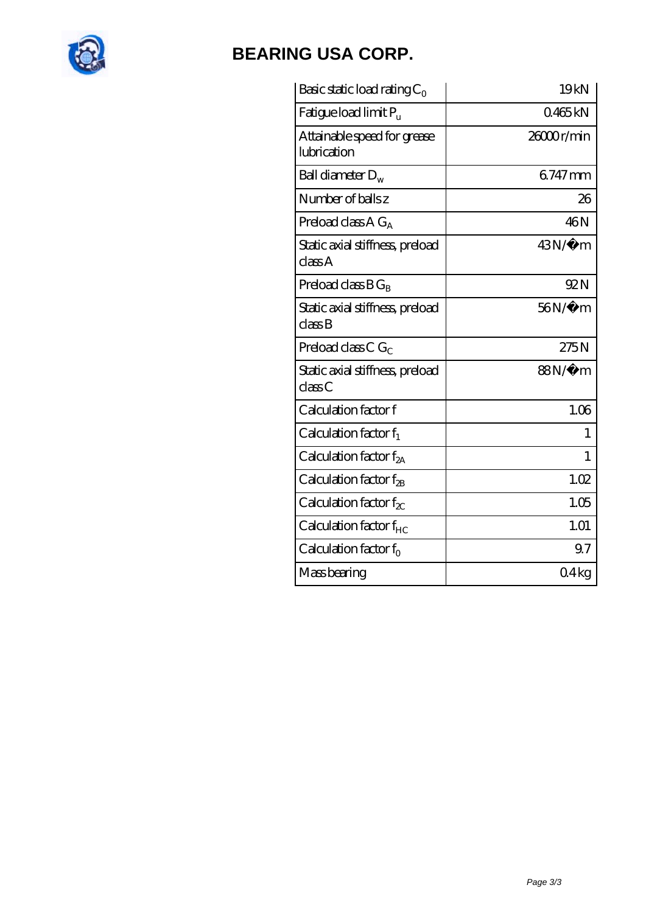BEARING USA CORP.

| | |
|---|---|
| Basic static load rating $C_0$ | 19 kN |
| Fatigue load limit $P_u$ | 0.465 kN |
| Attainable speed for grease lubrication | 26000 r/min |
| Ball diameter $D_w$ | 6.747 mm |
| Number of balls z | 26 |
| Preload class A $G_A$ | 46 N |
| Static axial stiffness, preload class A | 43 N/�m |
| Preload class B $G_B$ | 92 N |
| Static axial stiffness, preload class B | 56 N/�m |
| Preload class C $G_C$ | 275 N |
| Static axial stiffness, preload class C | 88 N/�m |
| Calculation factor f | 1.06 |
| Calculation factor $f_1$ | 1 |
| Calculation factor $f_{2A}$ | 1 |
| Calculation factor $f_{2B}$ | 1.02 |
| Calculation factor $f_{2C}$ | 1.05 |
| Calculation factor $f_{HC}$ | 1.01 |
| Calculation factor $f_0$ | 9.7 |
| Mass bearing | 0.4 kg |